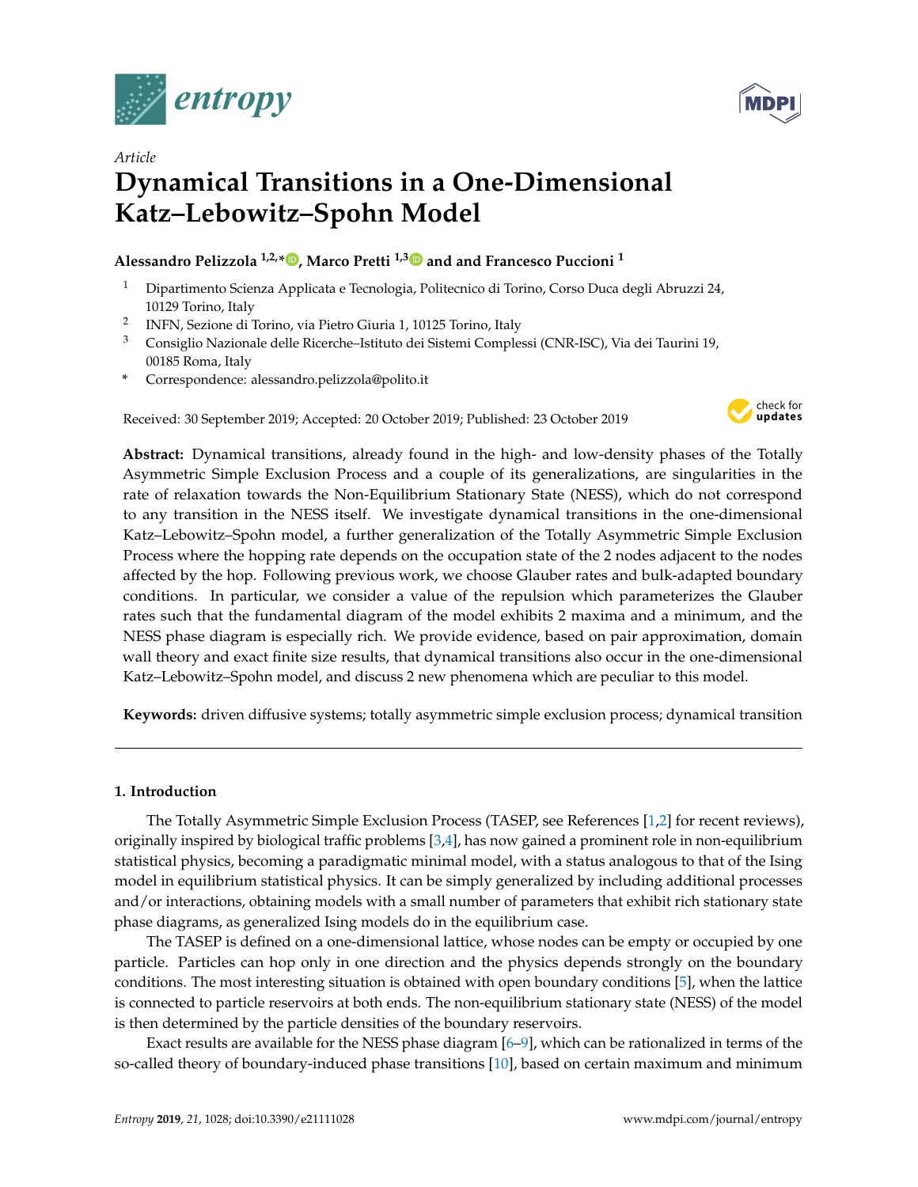*Article*

# Dynamical Transitions in a One-Dimensional Katz–Lebowitz–Spohn Model

**Alessandro Pelizzola [1,2,*], Marco Pretti [1,3] and and Francesco Puccioni [1]**

1. Dipartimento Scienza Applicata e Tecnologia, Politecnico di Torino, Corso Duca degli Abruzzi 24, 10129 Torino, Italy
2. INFN, Sezione di Torino, via Pietro Giuria 1, 10125 Torino, Italy
3. Consiglio Nazionale delle Ricerche–Istituto dei Sistemi Complessi (CNR-ISC), Via dei Taurini 19, 00185 Roma, Italy

\* Correspondence: alessandro.pelizzola@polito.it

Received: 30 September 2019; Accepted: 20 October 2019; Published: 23 October 2019

**Abstract:** Dynamical transitions, already found in the high- and low-density phases of the Totally Asymmetric Simple Exclusion Process and a couple of its generalizations, are singularities in the rate of relaxation towards the Non-Equilibrium Stationary State (NESS), which do not correspond to any transition in the NESS itself. We investigate dynamical transitions in the one-dimensional Katz–Lebowitz–Spohn model, a further generalization of the Totally Asymmetric Simple Exclusion Process where the hopping rate depends on the occupation state of the 2 nodes adjacent to the nodes affected by the hop. Following previous work, we choose Glauber rates and bulk-adapted boundary conditions. In particular, we consider a value of the repulsion which parameterizes the Glauber rates such that the fundamental diagram of the model exhibits 2 maxima and a minimum, and the NESS phase diagram is especially rich. We provide evidence, based on pair approximation, domain wall theory and exact finite size results, that dynamical transitions also occur in the one-dimensional Katz–Lebowitz–Spohn model, and discuss 2 new phenomena which are peculiar to this model.

**Keywords:** driven diffusive systems; totally asymmetric simple exclusion process; dynamical transition

## 1. Introduction

The Totally Asymmetric Simple Exclusion Process (TASEP, see References [1,2] for recent reviews), originally inspired by biological traffic problems [3,4], has now gained a prominent role in non-equilibrium statistical physics, becoming a paradigmatic minimal model, with a status analogous to that of the Ising model in equilibrium statistical physics. It can be simply generalized by including additional processes and/or interactions, obtaining models with a small number of parameters that exhibit rich stationary state phase diagrams, as generalized Ising models do in the equilibrium case.

The TASEP is defined on a one-dimensional lattice, whose nodes can be empty or occupied by one particle. Particles can hop only in one direction and the physics depends strongly on the boundary conditions. The most interesting situation is obtained with open boundary conditions [5], when the lattice is connected to particle reservoirs at both ends. The non-equilibrium stationary state (NESS) of the model is then determined by the particle densities of the boundary reservoirs.

Exact results are available for the NESS phase diagram [6–9], which can be rationalized in terms of the so-called theory of boundary-induced phase transitions [10], based on certain maximum and minimum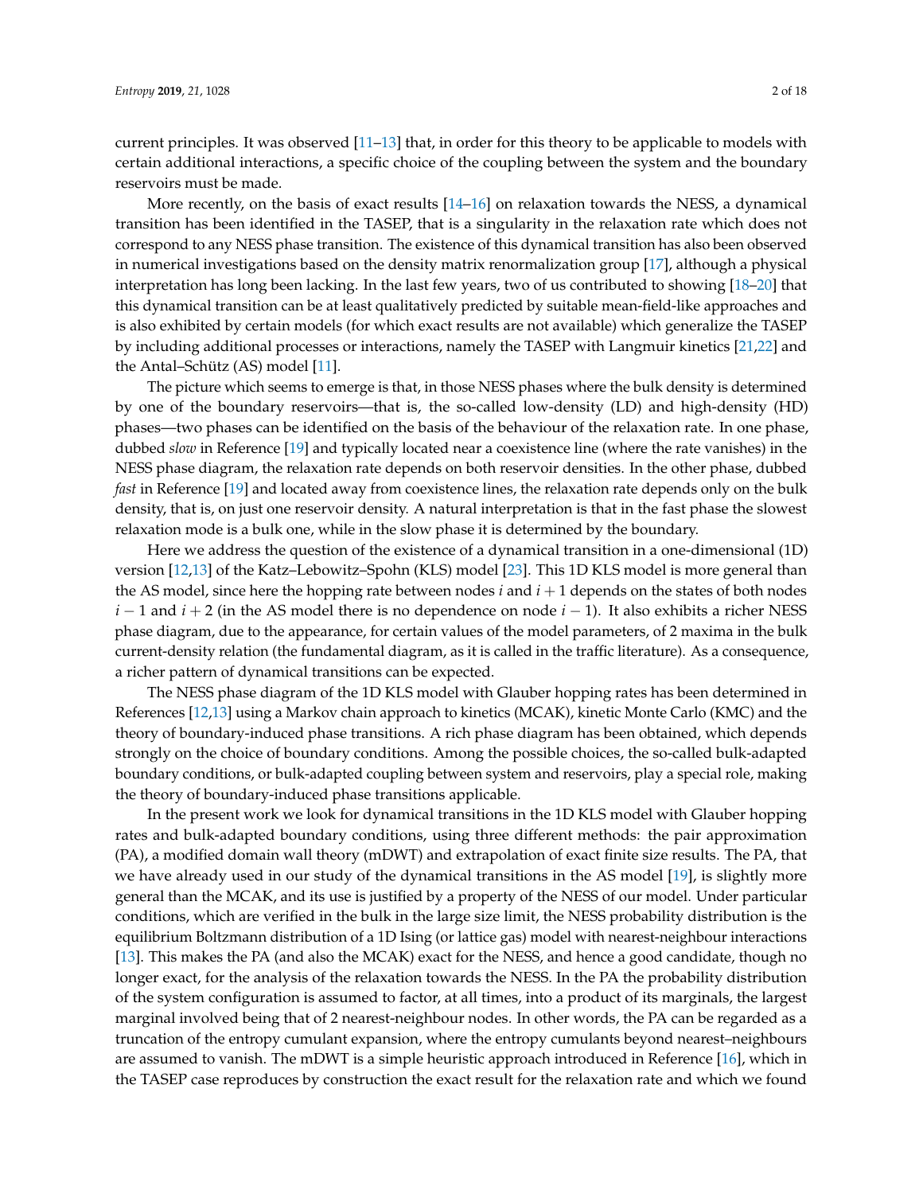current principles. It was observed [11–13] that, in order for this theory to be applicable to models with certain additional interactions, a specific choice of the coupling between the system and the boundary reservoirs must be made.

More recently, on the basis of exact results [14–16] on relaxation towards the NESS, a dynamical transition has been identified in the TASEP, that is a singularity in the relaxation rate which does not correspond to any NESS phase transition. The existence of this dynamical transition has also been observed in numerical investigations based on the density matrix renormalization group [17], although a physical interpretation has long been lacking. In the last few years, two of us contributed to showing [18–20] that this dynamical transition can be at least qualitatively predicted by suitable mean-field-like approaches and is also exhibited by certain models (for which exact results are not available) which generalize the TASEP by including additional processes or interactions, namely the TASEP with Langmuir kinetics [21,22] and the Antal–Schütz (AS) model [11].

The picture which seems to emerge is that, in those NESS phases where the bulk density is determined by one of the boundary reservoirs—that is, the so-called low-density (LD) and high-density (HD) phases—two phases can be identified on the basis of the behaviour of the relaxation rate. In one phase, dubbed *slow* in Reference [19] and typically located near a coexistence line (where the rate vanishes) in the NESS phase diagram, the relaxation rate depends on both reservoir densities. In the other phase, dubbed *fast* in Reference [19] and located away from coexistence lines, the relaxation rate depends only on the bulk density, that is, on just one reservoir density. A natural interpretation is that in the fast phase the slowest relaxation mode is a bulk one, while in the slow phase it is determined by the boundary.

Here we address the question of the existence of a dynamical transition in a one-dimensional (1D) version [12,13] of the Katz–Lebowitz–Spohn (KLS) model [23]. This 1D KLS model is more general than the AS model, since here the hopping rate between nodes $i$ and $i+1$ depends on the states of both nodes $i-1$ and $i+2$ (in the AS model there is no dependence on node $i-1$). It also exhibits a richer NESS phase diagram, due to the appearance, for certain values of the model parameters, of 2 maxima in the bulk current-density relation (the fundamental diagram, as it is called in the traffic literature). As a consequence, a richer pattern of dynamical transitions can be expected.

The NESS phase diagram of the 1D KLS model with Glauber hopping rates has been determined in References [12,13] using a Markov chain approach to kinetics (MCAK), kinetic Monte Carlo (KMC) and the theory of boundary-induced phase transitions. A rich phase diagram has been obtained, which depends strongly on the choice of boundary conditions. Among the possible choices, the so-called bulk-adapted boundary conditions, or bulk-adapted coupling between system and reservoirs, play a special role, making the theory of boundary-induced phase transitions applicable.

In the present work we look for dynamical transitions in the 1D KLS model with Glauber hopping rates and bulk-adapted boundary conditions, using three different methods: the pair approximation (PA), a modified domain wall theory (mDWT) and extrapolation of exact finite size results. The PA, that we have already used in our study of the dynamical transitions in the AS model [19], is slightly more general than the MCAK, and its use is justified by a property of the NESS of our model. Under particular conditions, which are verified in the bulk in the large size limit, the NESS probability distribution is the equilibrium Boltzmann distribution of a 1D Ising (or lattice gas) model with nearest-neighbour interactions [13]. This makes the PA (and also the MCAK) exact for the NESS, and hence a good candidate, though no longer exact, for the analysis of the relaxation towards the NESS. In the PA the probability distribution of the system configuration is assumed to factor, at all times, into a product of its marginals, the largest marginal involved being that of 2 nearest-neighbour nodes. In other words, the PA can be regarded as a truncation of the entropy cumulant expansion, where the entropy cumulants beyond nearest–neighbours are assumed to vanish. The mDWT is a simple heuristic approach introduced in Reference [16], which in the TASEP case reproduces by construction the exact result for the relaxation rate and which we found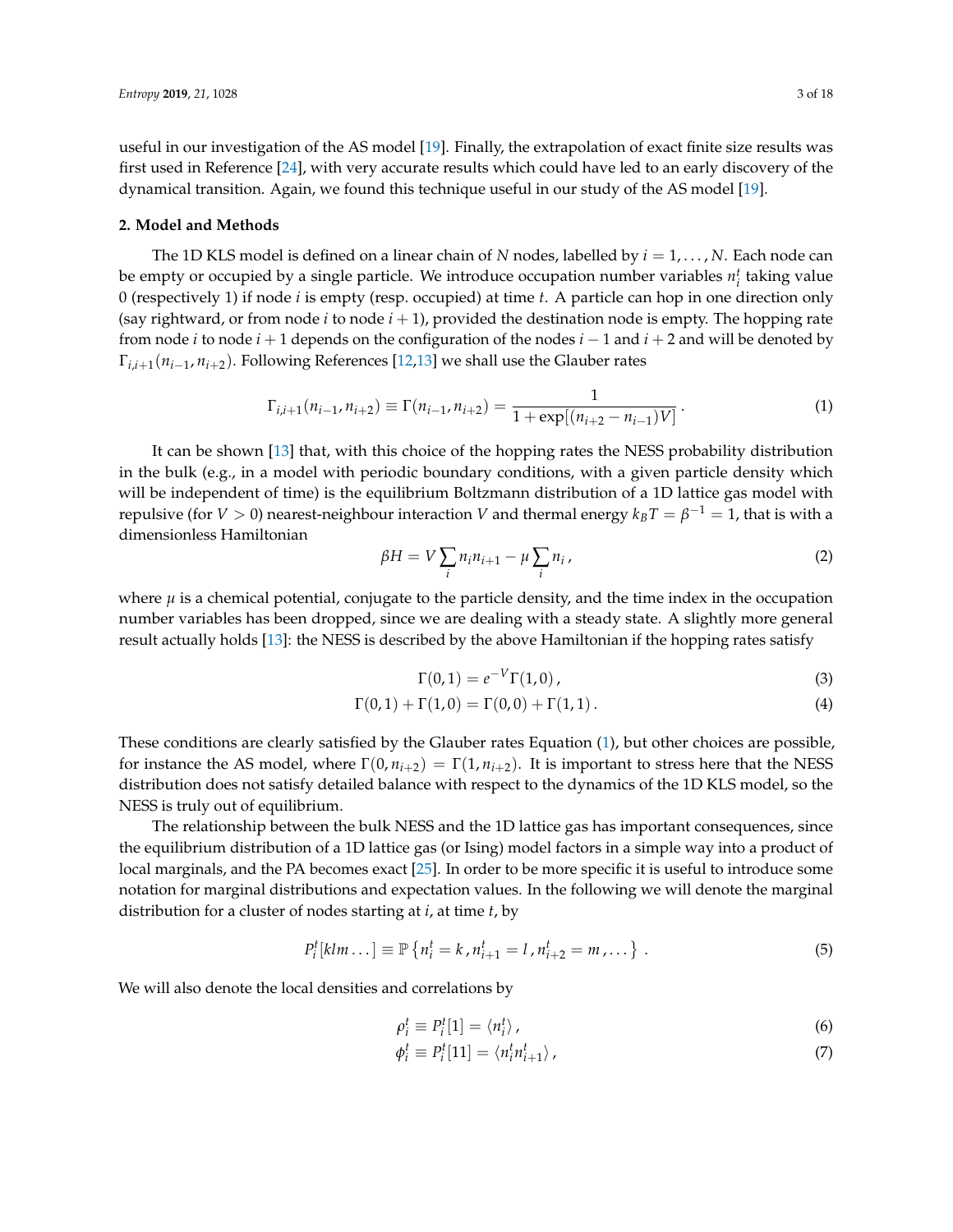useful in our investigation of the AS model [19]. Finally, the extrapolation of exact finite size results was first used in Reference [24], with very accurate results which could have led to an early discovery of the dynamical transition. Again, we found this technique useful in our study of the AS model [19].

## 2. Model and Methods

The 1D KLS model is defined on a linear chain of $N$ nodes, labelled by $i = 1, \ldots, N$. Each node can be empty or occupied by a single particle. We introduce occupation number variables $n_i^t$ taking value 0 (respectively 1) if node $i$ is empty (resp. occupied) at time $t$. A particle can hop in one direction only (say rightward, or from node $i$ to node $i+1$), provided the destination node is empty. The hopping rate from node $i$ to node $i+1$ depends on the configuration of the nodes $i-1$ and $i+2$ and will be denoted by $\Gamma_{i,i+1}(n_{i-1}, n_{i+2})$. Following References [12,13] we shall use the Glauber rates

$$\Gamma_{i,i+1}(n_{i-1}, n_{i+2}) \equiv \Gamma(n_{i-1}, n_{i+2}) = \frac{1}{1 + \exp[(n_{i+2} - n_{i-1})V]} \,. \tag{1}$$

It can be shown [13] that, with this choice of the hopping rates the NESS probability distribution in the bulk (e.g., in a model with periodic boundary conditions, with a given particle density which will be independent of time) is the equilibrium Boltzmann distribution of a 1D lattice gas model with repulsive (for $V > 0$) nearest-neighbour interaction $V$ and thermal energy $k_B T = \beta^{-1} = 1$, that is with a dimensionless Hamiltonian

$$\beta H = V \sum_i n_i n_{i+1} - \mu \sum_i n_i \,, \tag{2}$$

where $\mu$ is a chemical potential, conjugate to the particle density, and the time index in the occupation number variables has been dropped, since we are dealing with a steady state. A slightly more general result actually holds [13]: the NESS is described by the above Hamiltonian if the hopping rates satisfy

$$\Gamma(0,1) = e^{-V} \Gamma(1,0) \,, \tag{3}$$

$$\Gamma(0,1) + \Gamma(1,0) = \Gamma(0,0) + \Gamma(1,1) \,. \tag{4}$$

These conditions are clearly satisfied by the Glauber rates Equation (1), but other choices are possible, for instance the AS model, where $\Gamma(0, n_{i+2}) = \Gamma(1, n_{i+2})$. It is important to stress here that the NESS distribution does not satisfy detailed balance with respect to the dynamics of the 1D KLS model, so the NESS is truly out of equilibrium.

The relationship between the bulk NESS and the 1D lattice gas has important consequences, since the equilibrium distribution of a 1D lattice gas (or Ising) model factors in a simple way into a product of local marginals, and the PA becomes exact [25]. In order to be more specific it is useful to introduce some notation for marginal distributions and expectation values. In the following we will denote the marginal distribution for a cluster of nodes starting at $i$, at time $t$, by

$$P_i^t[klm \ldots] \equiv \mathbb{P}\left\{ n_i^t = k \,, n_{i+1}^t = l \,, n_{i+2}^t = m \,, \ldots \right\} \,. \tag{5}$$

We will also denote the local densities and correlations by

$$\rho_i^t \equiv P_i^t[1] = \langle n_i^t \rangle \,, \tag{6}$$

$$\phi_i^t \equiv P_i^t[11] = \langle n_i^t n_{i+1}^t \rangle \,, \tag{7}$$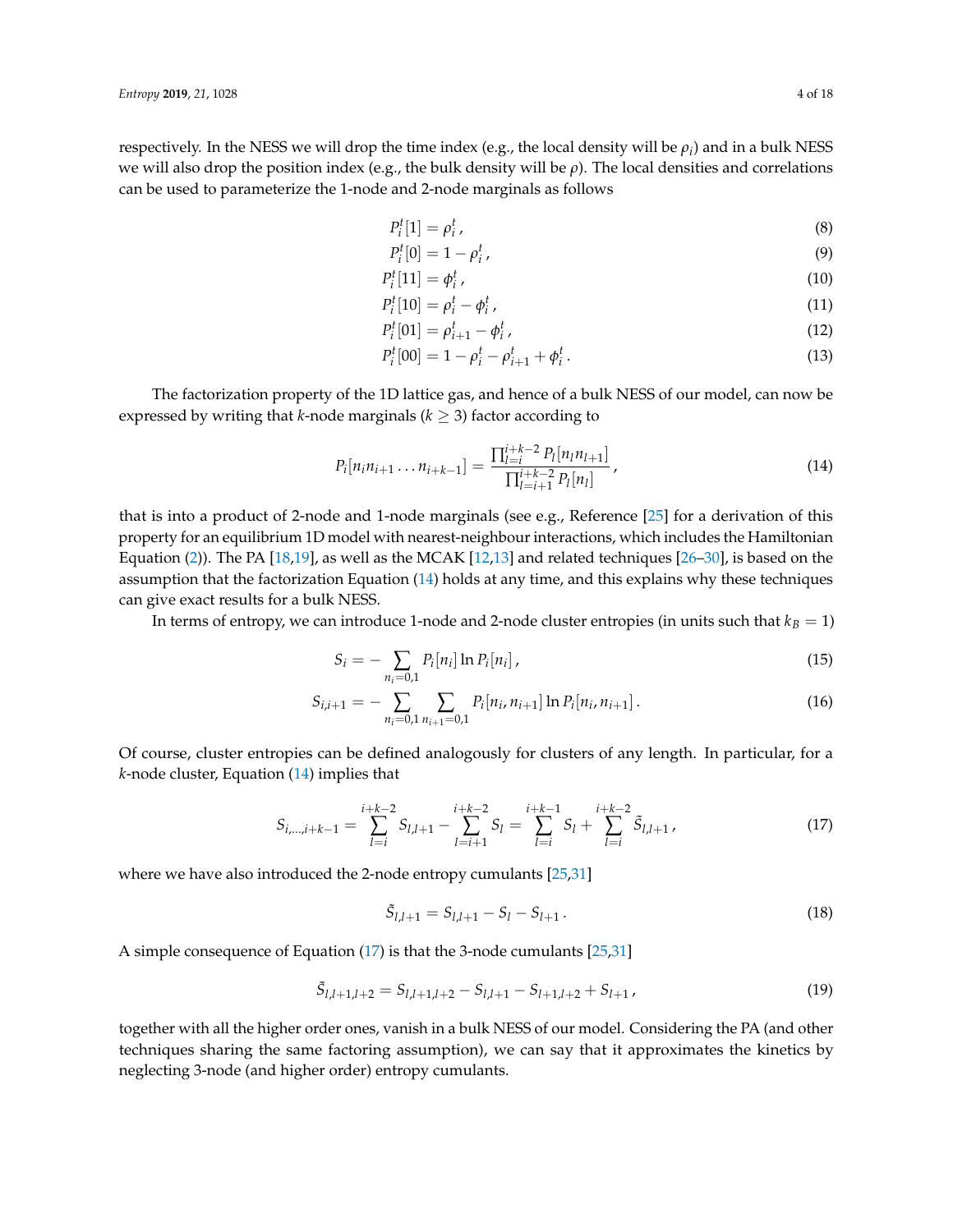respectively. In the NESS we will drop the time index (e.g., the local density will be $\rho_i$) and in a bulk NESS we will also drop the position index (e.g., the bulk density will be $\rho$). The local densities and correlations can be used to parameterize the 1-node and 2-node marginals as follows

$$P_i^t[1] = \rho_i^t \,, \tag{8}$$

$$P_i^t[0] = 1 - \rho_i^t \,, \tag{9}$$

$$P_i^t[11] = \phi_i^t \,, \tag{10}$$

$$P_i^t[10] = \rho_i^t - \phi_i^t \,, \tag{11}$$

$$P_i^t[01] = \rho_{i+1}^t - \phi_i^t \,, \tag{12}$$

$$P_i^t[00] = 1 - \rho_i^t - \rho_{i+1}^t + \phi_i^t \,. \tag{13}$$

The factorization property of the 1D lattice gas, and hence of a bulk NESS of our model, can now be expressed by writing that $k$-node marginals ($k \geq 3$) factor according to

$$P_i[n_i n_{i+1} \dots n_{i+k-1}] = \frac{\prod_{l=i}^{i+k-2} P_l[n_l n_{l+1}]}{\prod_{l=i+1}^{i+k-2} P_l[n_l]} \,, \tag{14}$$

that is into a product of 2-node and 1-node marginals (see e.g., Reference [25] for a derivation of this property for an equilibrium 1D model with nearest-neighbour interactions, which includes the Hamiltonian Equation (2)). The PA [18,19], as well as the MCAK [12,13] and related techniques [26–30], is based on the assumption that the factorization Equation (14) holds at any time, and this explains why these techniques can give exact results for a bulk NESS.

In terms of entropy, we can introduce 1-node and 2-node cluster entropies (in units such that $k_B = 1$)

$$S_i = - \sum_{n_i=0,1} P_i[n_i] \ln P_i[n_i] \,, \tag{15}$$

$$S_{i,i+1} = - \sum_{n_i=0,1} \sum_{n_{i+1}=0,1} P_i[n_i, n_{i+1}] \ln P_i[n_i, n_{i+1}] \,. \tag{16}$$

Of course, cluster entropies can be defined analogously for clusters of any length. In particular, for a $k$-node cluster, Equation (14) implies that

$$S_{i,\dots,i+k-1} = \sum_{l=i}^{i+k-2} S_{l,l+1} - \sum_{l=i+1}^{i+k-2} S_l = \sum_{l=i}^{i+k-1} S_l + \sum_{l=i}^{i+k-2} \tilde{S}_{l,l+1} \,, \tag{17}$$

where we have also introduced the 2-node entropy cumulants [25,31]

$$\tilde{S}_{l,l+1} = S_{l,l+1} - S_l - S_{l+1} \,. \tag{18}$$

A simple consequence of Equation (17) is that the 3-node cumulants [25,31]

$$\tilde{S}_{l,l+1,l+2} = S_{l,l+1,l+2} - S_{l,l+1} - S_{l+1,l+2} + S_{l+1} \,, \tag{19}$$

together with all the higher order ones, vanish in a bulk NESS of our model. Considering the PA (and other techniques sharing the same factoring assumption), we can say that it approximates the kinetics by neglecting 3-node (and higher order) entropy cumulants.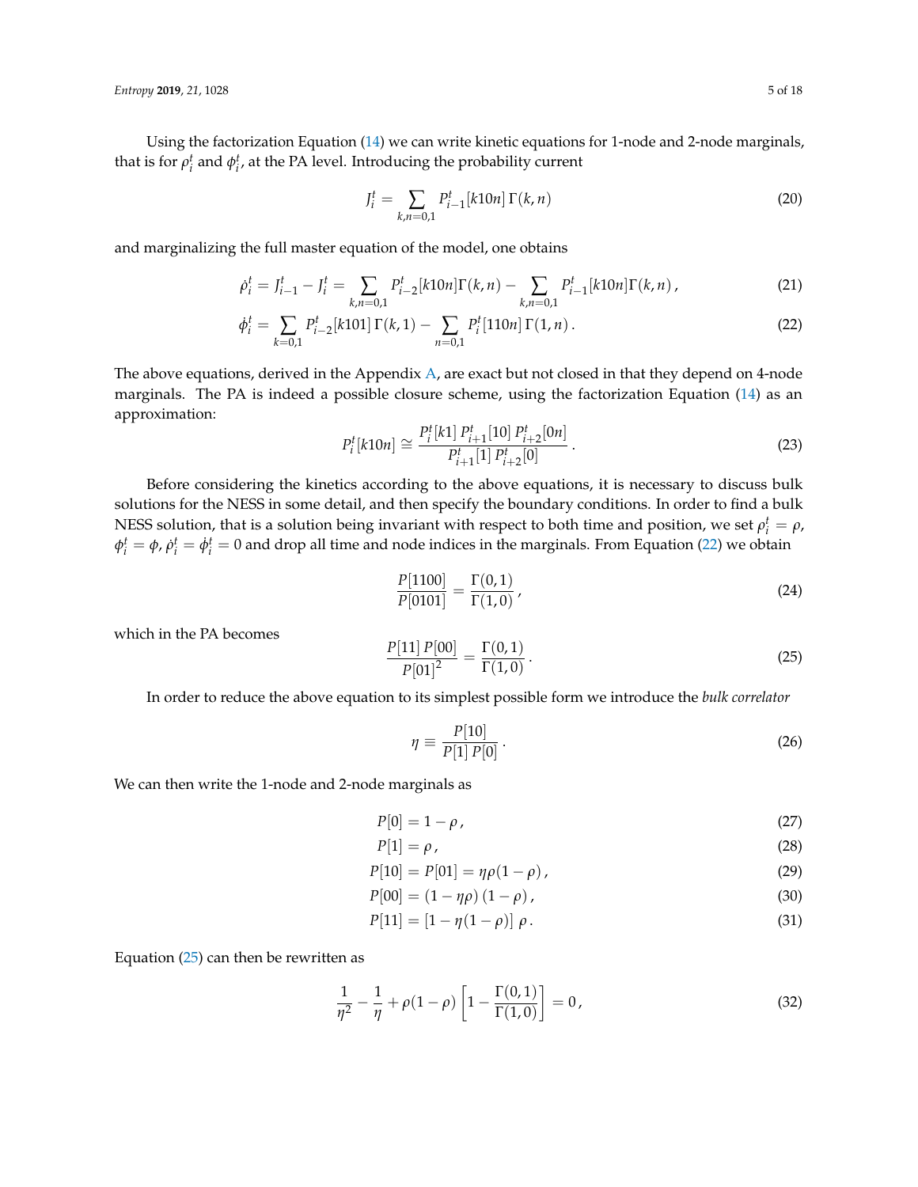Using the factorization Equation (14) we can write kinetic equations for 1-node and 2-node marginals, that is for $\rho_i^t$ and $\phi_i^t$, at the PA level. Introducing the probability current

$$
J_i^t = \sum_{k,n=0,1} P_{i-1}^t[k10n]\,\Gamma(k,n) \tag{20}
$$

and marginalizing the full master equation of the model, one obtains

$$
\dot{\rho}_i^t = J_{i-1}^t - J_i^t = \sum_{k,n=0,1} P_{i-2}^t[k10n]\Gamma(k,n) - \sum_{k,n=0,1} P_{i-1}^t[k10n]\Gamma(k,n)\,, \tag{21}
$$

$$
\dot{\phi}_i^t = \sum_{k=0,1} P_{i-2}^t[k101]\,\Gamma(k,1) - \sum_{n=0,1} P_i^t[110n]\,\Gamma(1,n)\,. \tag{22}
$$

The above equations, derived in the Appendix A, are exact but not closed in that they depend on 4-node marginals. The PA is indeed a possible closure scheme, using the factorization Equation (14) as an approximation:

$$
P_i^t[k10n] \cong \frac{P_i^t[k1]\,P_{i+1}^t[10]\,P_{i+2}^t[0n]}{P_{i+1}^t[1]\,P_{i+2}^t[0]}\,. \tag{23}
$$

Before considering the kinetics according to the above equations, it is necessary to discuss bulk solutions for the NESS in some detail, and then specify the boundary conditions. In order to find a bulk NESS solution, that is a solution being invariant with respect to both time and position, we set $\rho_i^t = \rho$, $\phi_i^t = \phi$, $\dot{\rho}_i^t = \dot{\phi}_i^t = 0$ and drop all time and node indices in the marginals. From Equation (22) we obtain

$$
\frac{P[1100]}{P[0101]} = \frac{\Gamma(0,1)}{\Gamma(1,0)}\,, \tag{24}
$$

which in the PA becomes

$$
\frac{P[11]\,P[00]}{P[01]^2} = \frac{\Gamma(0,1)}{\Gamma(1,0)}\,. \tag{25}
$$

In order to reduce the above equation to its simplest possible form we introduce the *bulk correlator*

$$
\eta \equiv \frac{P[10]}{P[1]\,P[0]}\,. \tag{26}
$$

We can then write the 1-node and 2-node marginals as

$$
P[0] = 1 - \rho\,, \tag{27}
$$

$$
P[1] = \rho\,, \tag{28}
$$

$$
P[10] = P[01] = \eta\rho(1-\rho)\,, \tag{29}
$$

$$
P[00] = (1 - \eta\rho)\,(1-\rho)\,, \tag{30}
$$

$$
P[11] = [1 - \eta(1-\rho)]\,\rho\,. \tag{31}
$$

Equation (25) can then be rewritten as

$$
\frac{1}{\eta^2} - \frac{1}{\eta} + \rho(1-\rho)\left[1 - \frac{\Gamma(0,1)}{\Gamma(1,0)}\right] = 0\,, \tag{32}
$$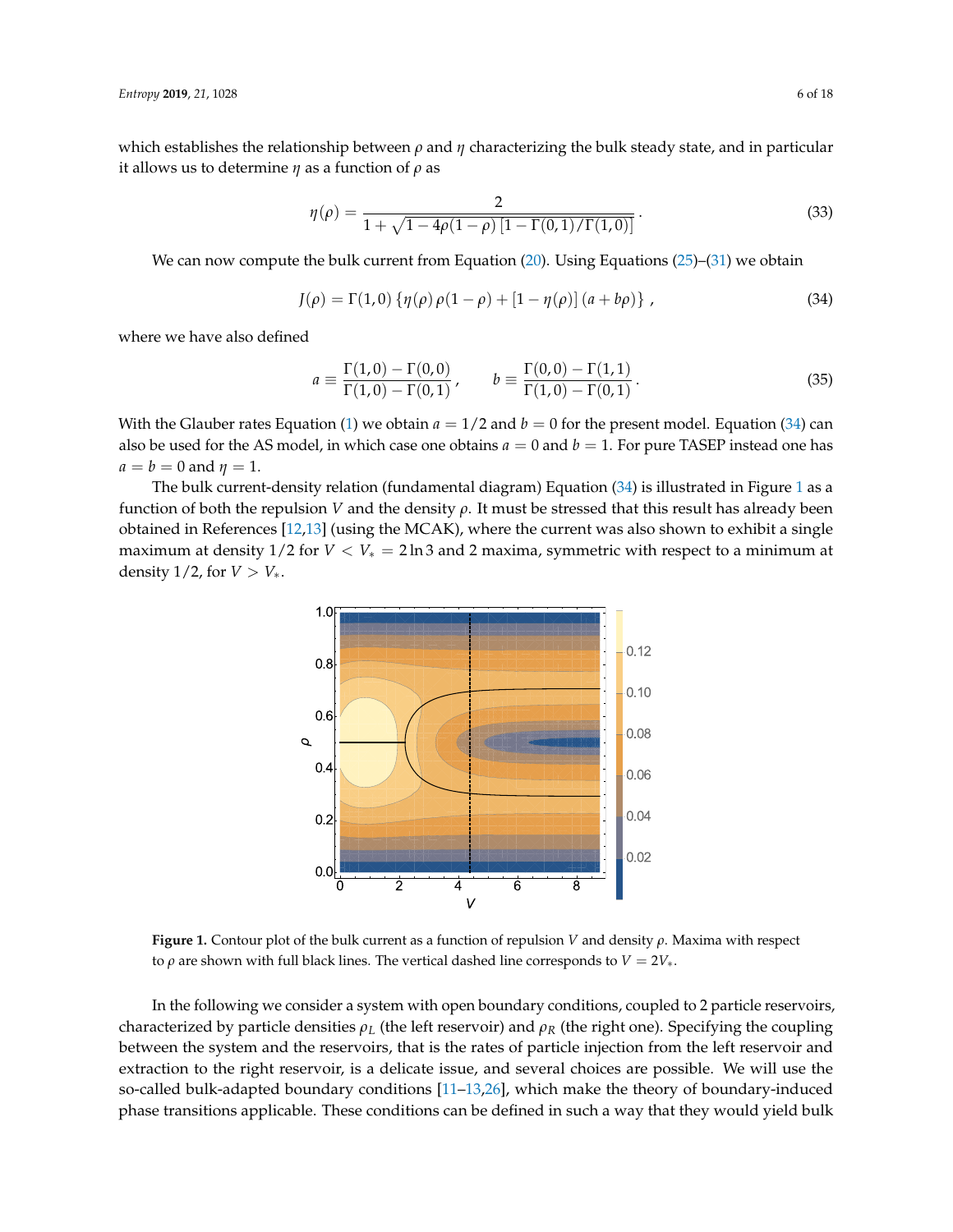which establishes the relationship between $\rho$ and $\eta$ characterizing the bulk steady state, and in particular it allows us to determine $\eta$ as a function of $\rho$ as

$$\eta(\rho) = \frac{2}{1 + \sqrt{1 - 4\rho(1-\rho)\left[1 - \Gamma(0,1)/\Gamma(1,0)\right]}} . \tag{33}$$

We can now compute the bulk current from Equation (20). Using Equations (25)–(31) we obtain

$$J(\rho) = \Gamma(1,0)\left\{\eta(\rho)\,\rho(1-\rho) + [1 - \eta(\rho)]\,(a + b\rho)\right\} , \tag{34}$$

where we have also defined

$$a \equiv \frac{\Gamma(1,0) - \Gamma(0,0)}{\Gamma(1,0) - \Gamma(0,1)}, \qquad b \equiv \frac{\Gamma(0,0) - \Gamma(1,1)}{\Gamma(1,0) - \Gamma(0,1)} . \tag{35}$$

With the Glauber rates Equation (1) we obtain $a = 1/2$ and $b = 0$ for the present model. Equation (34) can also be used for the AS model, in which case one obtains $a = 0$ and $b = 1$. For pure TASEP instead one has $a = b = 0$ and $\eta = 1$.

The bulk current-density relation (fundamental diagram) Equation (34) is illustrated in Figure 1 as a function of both the repulsion $V$ and the density $\rho$. It must be stressed that this result has already been obtained in References [12,13] (using the MCAK), where the current was also shown to exhibit a single maximum at density $1/2$ for $V < V_* = 2\ln 3$ and 2 maxima, symmetric with respect to a minimum at density $1/2$, for $V > V_*$.

**Figure 1.** Contour plot of the bulk current as a function of repulsion $V$ and density $\rho$. Maxima with respect to $\rho$ are shown with full black lines. The vertical dashed line corresponds to $V = 2V_*$.

In the following we consider a system with open boundary conditions, coupled to 2 particle reservoirs, characterized by particle densities $\rho_L$ (the left reservoir) and $\rho_R$ (the right one). Specifying the coupling between the system and the reservoirs, that is the rates of particle injection from the left reservoir and extraction to the right reservoir, is a delicate issue, and several choices are possible. We will use the so-called bulk-adapted boundary conditions [11–13,26], which make the theory of boundary-induced phase transitions applicable. These conditions can be defined in such a way that they would yield bulk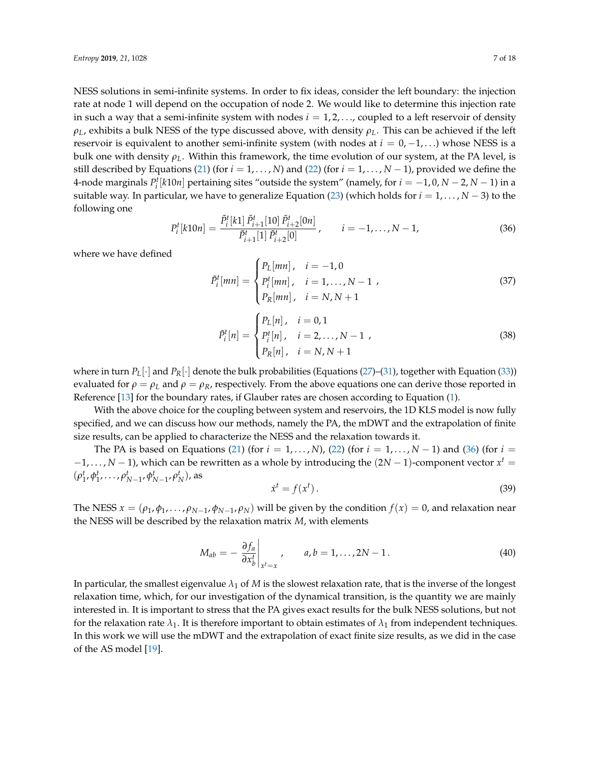NESS solutions in semi-infinite systems. In order to fix ideas, consider the left boundary: the injection rate at node 1 will depend on the occupation of node 2. We would like to determine this injection rate in such a way that a semi-infinite system with nodes $i = 1, 2, \ldots$, coupled to a left reservoir of density $\rho_L$, exhibits a bulk NESS of the type discussed above, with density $\rho_L$. This can be achieved if the left reservoir is equivalent to another semi-infinite system (with nodes at $i = 0, -1, \ldots$) whose NESS is a bulk one with density $\rho_L$. Within this framework, the time evolution of our system, at the PA level, is still described by Equations (21) (for $i = 1, \ldots, N$) and (22) (for $i = 1, \ldots, N-1$), provided we define the 4-node marginals $P_i^t[k10n]$ pertaining sites "outside the system" (namely, for $i = -1, 0, N-2, N-1$) in a suitable way. In particular, we have to generalize Equation (23) (which holds for $i = 1, \ldots, N-3$) to the following one

$$
P_i^t[k10n] = \frac{\tilde{P}_i^t[k1]\,\tilde{P}_{i+1}^t[10]\,\tilde{P}_{i+2}^t[0n]}{\tilde{P}_{i+1}^t[1]\,\tilde{P}_{i+2}^t[0]}\,, \qquad i = -1, \ldots, N-1, \tag{36}
$$

where we have defined

$$
\tilde{P}_i^t[mn] = \begin{cases} P_L[mn]\,, & i = -1, 0 \\ P_i^t[mn]\,, & i = 1, \ldots, N-1 \\ P_R[mn]\,, & i = N, N+1 \end{cases}, \tag{37}
$$

$$
\tilde{P}_i^t[n] = \begin{cases} P_L[n]\,, & i = 0, 1 \\ P_i^t[n]\,, & i = 2, \ldots, N-1 \\ P_R[n]\,, & i = N, N+1 \end{cases}, \tag{38}
$$

where in turn $P_L[\cdot]$ and $P_R[\cdot]$ denote the bulk probabilities (Equations (27)–(31), together with Equation (33)) evaluated for $\rho = \rho_L$ and $\rho = \rho_R$, respectively. From the above equations one can derive those reported in Reference [13] for the boundary rates, if Glauber rates are chosen according to Equation (1).

With the above choice for the coupling between system and reservoirs, the 1D KLS model is now fully specified, and we can discuss how our methods, namely the PA, the mDWT and the extrapolation of finite size results, can be applied to characterize the NESS and the relaxation towards it.

The PA is based on Equations (21) (for $i = 1, \ldots, N$), (22) (for $i = 1, \ldots, N-1$) and (36) (for $i = -1, \ldots, N-1$), which can be rewritten as a whole by introducing the $(2N-1)$-component vector $x^t = (\rho_1^t, \phi_1^t, \ldots, \rho_{N-1}^t, \phi_{N-1}^t, \rho_N^t)$, as

$$
\dot{x}^t = f(x^t)\,. \tag{39}
$$

The NESS $x = (\rho_1, \phi_1, \ldots, \rho_{N-1}, \phi_{N-1}, \rho_N)$ will be given by the condition $f(x) = 0$, and relaxation near the NESS will be described by the relaxation matrix $M$, with elements

$$
M_{ab} = -\left.\frac{\partial f_a}{\partial x_b^t}\right|_{x^t = x}, \qquad a, b = 1, \ldots, 2N-1\,. \tag{40}
$$

In particular, the smallest eigenvalue $\lambda_1$ of $M$ is the slowest relaxation rate, that is the inverse of the longest relaxation time, which, for our investigation of the dynamical transition, is the quantity we are mainly interested in. It is important to stress that the PA gives exact results for the bulk NESS solutions, but not for the relaxation rate $\lambda_1$. It is therefore important to obtain estimates of $\lambda_1$ from independent techniques. In this work we will use the mDWT and the extrapolation of exact finite size results, as we did in the case of the AS model [19].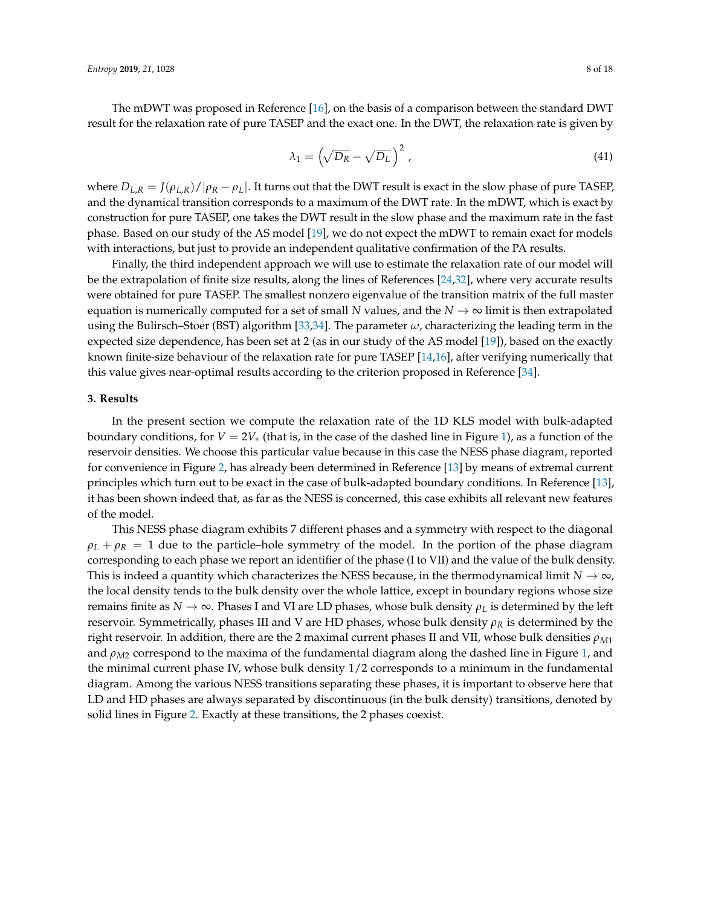The mDWT was proposed in Reference [16], on the basis of a comparison between the standard DWT result for the relaxation rate of pure TASEP and the exact one. In the DWT, the relaxation rate is given by

$$\lambda_1 = \left(\sqrt{D_R} - \sqrt{D_L}\right)^2 , \tag{41}$$

where $D_{L,R} = J(\rho_{L,R})/|\rho_R - \rho_L|$. It turns out that the DWT result is exact in the slow phase of pure TASEP, and the dynamical transition corresponds to a maximum of the DWT rate. In the mDWT, which is exact by construction for pure TASEP, one takes the DWT result in the slow phase and the maximum rate in the fast phase. Based on our study of the AS model [19], we do not expect the mDWT to remain exact for models with interactions, but just to provide an independent qualitative confirmation of the PA results.

Finally, the third independent approach we will use to estimate the relaxation rate of our model will be the extrapolation of finite size results, along the lines of References [24,32], where very accurate results were obtained for pure TASEP. The smallest nonzero eigenvalue of the transition matrix of the full master equation is numerically computed for a set of small $N$ values, and the $N \to \infty$ limit is then extrapolated using the Bulirsch–Stoer (BST) algorithm [33,34]. The parameter $\omega$, characterizing the leading term in the expected size dependence, has been set at 2 (as in our study of the AS model [19]), based on the exactly known finite-size behaviour of the relaxation rate for pure TASEP [14,16], after verifying numerically that this value gives near-optimal results according to the criterion proposed in Reference [34].

## 3. Results

In the present section we compute the relaxation rate of the 1D KLS model with bulk-adapted boundary conditions, for $V = 2V_*$ (that is, in the case of the dashed line in Figure 1), as a function of the reservoir densities. We choose this particular value because in this case the NESS phase diagram, reported for convenience in Figure 2, has already been determined in Reference [13] by means of extremal current principles which turn out to be exact in the case of bulk-adapted boundary conditions. In Reference [13], it has been shown indeed that, as far as the NESS is concerned, this case exhibits all relevant new features of the model.

This NESS phase diagram exhibits 7 different phases and a symmetry with respect to the diagonal $\rho_L + \rho_R = 1$ due to the particle–hole symmetry of the model. In the portion of the phase diagram corresponding to each phase we report an identifier of the phase (I to VII) and the value of the bulk density. This is indeed a quantity which characterizes the NESS because, in the thermodynamical limit $N \to \infty$, the local density tends to the bulk density over the whole lattice, except in boundary regions whose size remains finite as $N \to \infty$. Phases I and VI are LD phases, whose bulk density $\rho_L$ is determined by the left reservoir. Symmetrically, phases III and V are HD phases, whose bulk density $\rho_R$ is determined by the right reservoir. In addition, there are the 2 maximal current phases II and VII, whose bulk densities $\rho_{M1}$ and $\rho_{M2}$ correspond to the maxima of the fundamental diagram along the dashed line in Figure 1, and the minimal current phase IV, whose bulk density $1/2$ corresponds to a minimum in the fundamental diagram. Among the various NESS transitions separating these phases, it is important to observe here that LD and HD phases are always separated by discontinuous (in the bulk density) transitions, denoted by solid lines in Figure 2. Exactly at these transitions, the 2 phases coexist.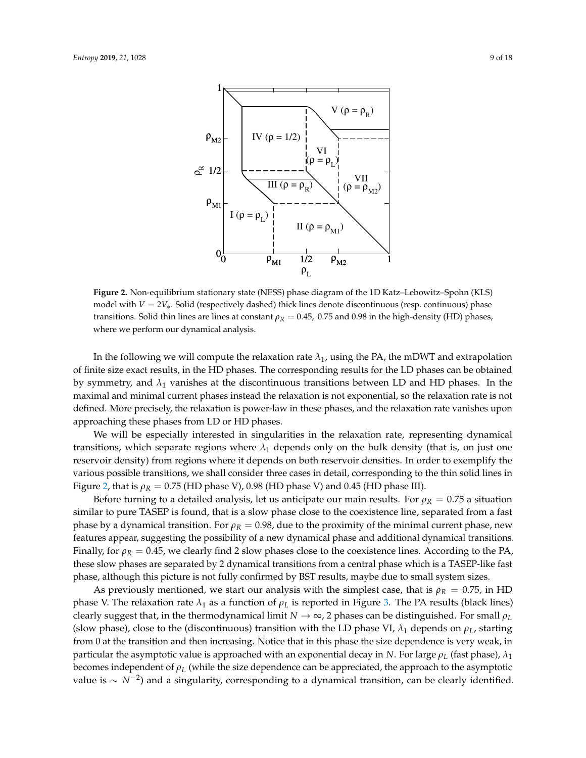**Figure 2.** Non-equilibrium stationary state (NESS) phase diagram of the 1D Katz–Lebowitz–Spohn (KLS) model with $V = 2V_*$. Solid (respectively dashed) thick lines denote discontinuous (resp. continuous) phase transitions. Solid thin lines are lines at constant $\rho_R = 0.45,\ 0.75$ and 0.98 in the high-density (HD) phases, where we perform our dynamical analysis.

In the following we will compute the relaxation rate $\lambda_1$, using the PA, the mDWT and extrapolation of finite size exact results, in the HD phases. The corresponding results for the LD phases can be obtained by symmetry, and $\lambda_1$ vanishes at the discontinuous transitions between LD and HD phases. In the maximal and minimal current phases instead the relaxation is not exponential, so the relaxation rate is not defined. More precisely, the relaxation is power-law in these phases, and the relaxation rate vanishes upon approaching these phases from LD or HD phases.

We will be especially interested in singularities in the relaxation rate, representing dynamical transitions, which separate regions where $\lambda_1$ depends only on the bulk density (that is, on just one reservoir density) from regions where it depends on both reservoir densities. In order to exemplify the various possible transitions, we shall consider three cases in detail, corresponding to the thin solid lines in Figure 2, that is $\rho_R = 0.75$ (HD phase V), 0.98 (HD phase V) and 0.45 (HD phase III).

Before turning to a detailed analysis, let us anticipate our main results. For $\rho_R = 0.75$ a situation similar to pure TASEP is found, that is a slow phase close to the coexistence line, separated from a fast phase by a dynamical transition. For $\rho_R = 0.98$, due to the proximity of the minimal current phase, new features appear, suggesting the possibility of a new dynamical phase and additional dynamical transitions. Finally, for $\rho_R = 0.45$, we clearly find 2 slow phases close to the coexistence lines. According to the PA, these slow phases are separated by 2 dynamical transitions from a central phase which is a TASEP-like fast phase, although this picture is not fully confirmed by BST results, maybe due to small system sizes.

As previously mentioned, we start our analysis with the simplest case, that is $\rho_R = 0.75$, in HD phase V. The relaxation rate $\lambda_1$ as a function of $\rho_L$ is reported in Figure 3. The PA results (black lines) clearly suggest that, in the thermodynamical limit $N \to \infty$, 2 phases can be distinguished. For small $\rho_L$ (slow phase), close to the (discontinuous) transition with the LD phase VI, $\lambda_1$ depends on $\rho_L$, starting from 0 at the transition and then increasing. Notice that in this phase the size dependence is very weak, in particular the asymptotic value is approached with an exponential decay in $N$. For large $\rho_L$ (fast phase), $\lambda_1$ becomes independent of $\rho_L$ (while the size dependence can be appreciated, the approach to the asymptotic value is $\sim N^{-2}$) and a singularity, corresponding to a dynamical transition, can be clearly identified.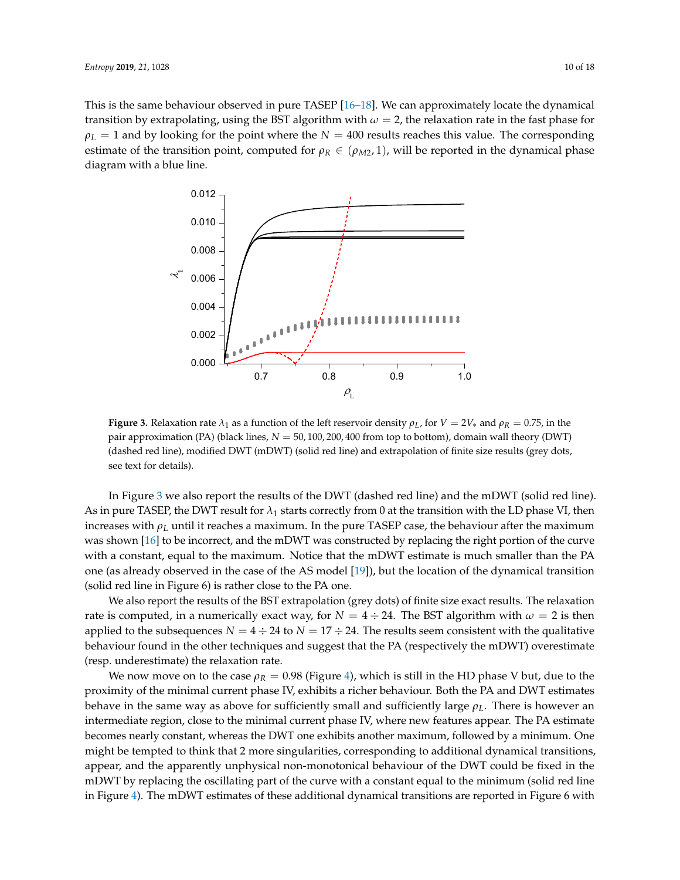This is the same behaviour observed in pure TASEP [16–18]. We can approximately locate the dynamical transition by extrapolating, using the BST algorithm with $\omega = 2$, the relaxation rate in the fast phase for $\rho_L = 1$ and by looking for the point where the $N = 400$ results reaches this value. The corresponding estimate of the transition point, computed for $\rho_R \in (\rho_{M2}, 1)$, will be reported in the dynamical phase diagram with a blue line.

**Figure 3.** Relaxation rate $\lambda_1$ as a function of the left reservoir density $\rho_L$, for $V = 2V_*$ and $\rho_R = 0.75$, in the pair approximation (PA) (black lines, $N = 50, 100, 200, 400$ from top to bottom), domain wall theory (DWT) (dashed red line), modified DWT (mDWT) (solid red line) and extrapolation of finite size results (grey dots, see text for details).

In Figure 3 we also report the results of the DWT (dashed red line) and the mDWT (solid red line). As in pure TASEP, the DWT result for $\lambda_1$ starts correctly from 0 at the transition with the LD phase VI, then increases with $\rho_L$ until it reaches a maximum. In the pure TASEP case, the behaviour after the maximum was shown [16] to be incorrect, and the mDWT was constructed by replacing the right portion of the curve with a constant, equal to the maximum. Notice that the mDWT estimate is much smaller than the PA one (as already observed in the case of the AS model [19]), but the location of the dynamical transition (solid red line in Figure 6) is rather close to the PA one.

We also report the results of the BST extrapolation (grey dots) of finite size exact results. The relaxation rate is computed, in a numerically exact way, for $N = 4 \div 24$. The BST algorithm with $\omega = 2$ is then applied to the subsequences $N = 4 \div 24$ to $N = 17 \div 24$. The results seem consistent with the qualitative behaviour found in the other techniques and suggest that the PA (respectively the mDWT) overestimate (resp. underestimate) the relaxation rate.

We now move on to the case $\rho_R = 0.98$ (Figure 4), which is still in the HD phase V but, due to the proximity of the minimal current phase IV, exhibits a richer behaviour. Both the PA and DWT estimates behave in the same way as above for sufficiently small and sufficiently large $\rho_L$. There is however an intermediate region, close to the minimal current phase IV, where new features appear. The PA estimate becomes nearly constant, whereas the DWT one exhibits another maximum, followed by a minimum. One might be tempted to think that 2 more singularities, corresponding to additional dynamical transitions, appear, and the apparently unphysical non-monotonical behaviour of the DWT could be fixed in the mDWT by replacing the oscillating part of the curve with a constant equal to the minimum (solid red line in Figure 4). The mDWT estimates of these additional dynamical transitions are reported in Figure 6 with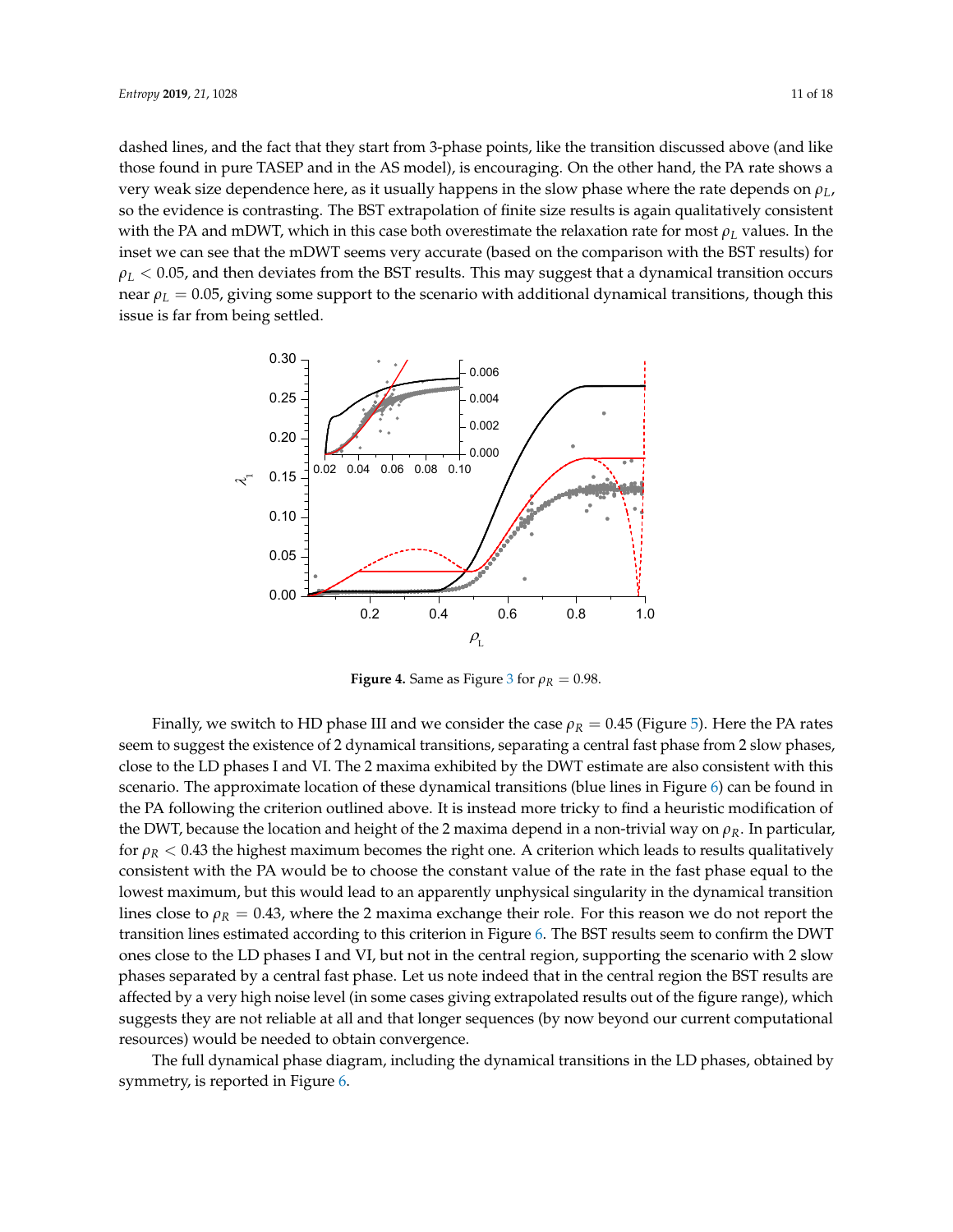dashed lines, and the fact that they start from 3-phase points, like the transition discussed above (and like those found in pure TASEP and in the AS model), is encouraging. On the other hand, the PA rate shows a very weak size dependence here, as it usually happens in the slow phase where the rate depends on $\rho_L$, so the evidence is contrasting. The BST extrapolation of finite size results is again qualitatively consistent with the PA and mDWT, which in this case both overestimate the relaxation rate for most $\rho_L$ values. In the inset we can see that the mDWT seems very accurate (based on the comparison with the BST results) for $\rho_L < 0.05$, and then deviates from the BST results. This may suggest that a dynamical transition occurs near $\rho_L = 0.05$, giving some support to the scenario with additional dynamical transitions, though this issue is far from being settled.

**Figure 4.** Same as Figure 3 for $\rho_R = 0.98$.

Finally, we switch to HD phase III and we consider the case $\rho_R = 0.45$ (Figure 5). Here the PA rates seem to suggest the existence of 2 dynamical transitions, separating a central fast phase from 2 slow phases, close to the LD phases I and VI. The 2 maxima exhibited by the DWT estimate are also consistent with this scenario. The approximate location of these dynamical transitions (blue lines in Figure 6) can be found in the PA following the criterion outlined above. It is instead more tricky to find a heuristic modification of the DWT, because the location and height of the 2 maxima depend in a non-trivial way on $\rho_R$. In particular, for $\rho_R < 0.43$ the highest maximum becomes the right one. A criterion which leads to results qualitatively consistent with the PA would be to choose the constant value of the rate in the fast phase equal to the lowest maximum, but this would lead to an apparently unphysical singularity in the dynamical transition lines close to $\rho_R = 0.43$, where the 2 maxima exchange their role. For this reason we do not report the transition lines estimated according to this criterion in Figure 6. The BST results seem to confirm the DWT ones close to the LD phases I and VI, but not in the central region, supporting the scenario with 2 slow phases separated by a central fast phase. Let us note indeed that in the central region the BST results are affected by a very high noise level (in some cases giving extrapolated results out of the figure range), which suggests they are not reliable at all and that longer sequences (by now beyond our current computational resources) would be needed to obtain convergence.

The full dynamical phase diagram, including the dynamical transitions in the LD phases, obtained by symmetry, is reported in Figure 6.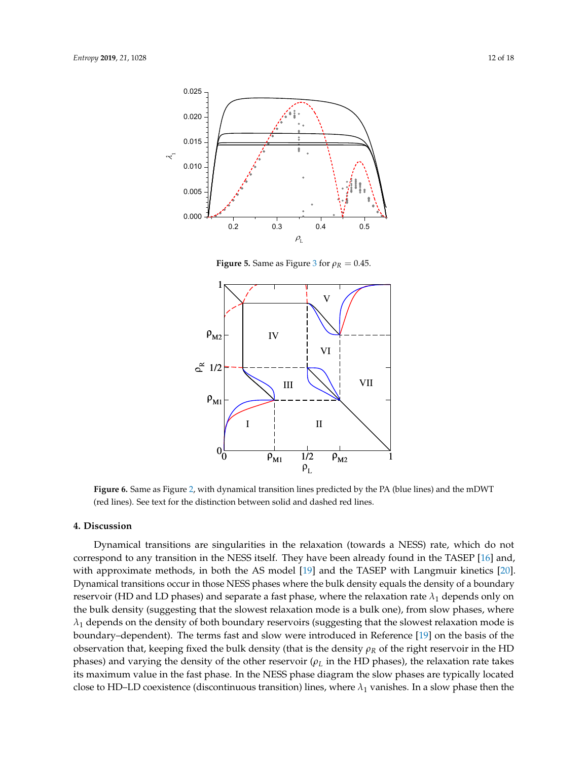**Figure 5.** Same as Figure 3 for $\rho_R = 0.45$.

**Figure 6.** Same as Figure 2, with dynamical transition lines predicted by the PA (blue lines) and the mDWT (red lines). See text for the distinction between solid and dashed red lines.

## 4. Discussion

Dynamical transitions are singularities in the relaxation (towards a NESS) rate, which do not correspond to any transition in the NESS itself. They have been already found in the TASEP [16] and, with approximate methods, in both the AS model [19] and the TASEP with Langmuir kinetics [20]. Dynamical transitions occur in those NESS phases where the bulk density equals the density of a boundary reservoir (HD and LD phases) and separate a fast phase, where the relaxation rate $\lambda_1$ depends only on the bulk density (suggesting that the slowest relaxation mode is a bulk one), from slow phases, where $\lambda_1$ depends on the density of both boundary reservoirs (suggesting that the slowest relaxation mode is boundary–dependent). The terms fast and slow were introduced in Reference [19] on the basis of the observation that, keeping fixed the bulk density (that is the density $\rho_R$ of the right reservoir in the HD phases) and varying the density of the other reservoir ($\rho_L$ in the HD phases), the relaxation rate takes its maximum value in the fast phase. In the NESS phase diagram the slow phases are typically located close to HD–LD coexistence (discontinuous transition) lines, where $\lambda_1$ vanishes. In a slow phase then the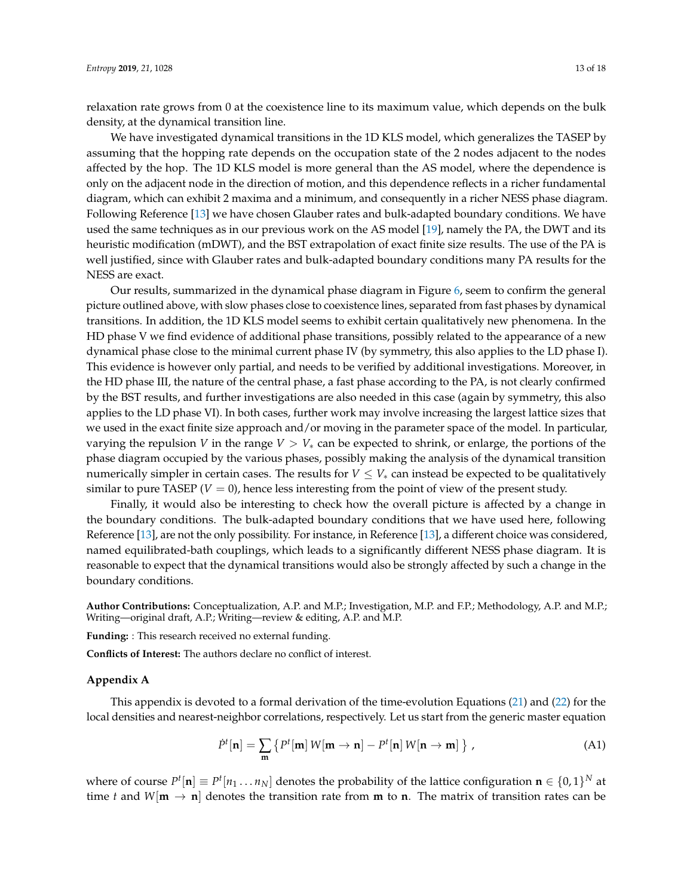relaxation rate grows from 0 at the coexistence line to its maximum value, which depends on the bulk density, at the dynamical transition line.

We have investigated dynamical transitions in the 1D KLS model, which generalizes the TASEP by assuming that the hopping rate depends on the occupation state of the 2 nodes adjacent to the nodes affected by the hop. The 1D KLS model is more general than the AS model, where the dependence is only on the adjacent node in the direction of motion, and this dependence reflects in a richer fundamental diagram, which can exhibit 2 maxima and a minimum, and consequently in a richer NESS phase diagram. Following Reference [13] we have chosen Glauber rates and bulk-adapted boundary conditions. We have used the same techniques as in our previous work on the AS model [19], namely the PA, the DWT and its heuristic modification (mDWT), and the BST extrapolation of exact finite size results. The use of the PA is well justified, since with Glauber rates and bulk-adapted boundary conditions many PA results for the NESS are exact.

Our results, summarized in the dynamical phase diagram in Figure 6, seem to confirm the general picture outlined above, with slow phases close to coexistence lines, separated from fast phases by dynamical transitions. In addition, the 1D KLS model seems to exhibit certain qualitatively new phenomena. In the HD phase V we find evidence of additional phase transitions, possibly related to the appearance of a new dynamical phase close to the minimal current phase IV (by symmetry, this also applies to the LD phase I). This evidence is however only partial, and needs to be verified by additional investigations. Moreover, in the HD phase III, the nature of the central phase, a fast phase according to the PA, is not clearly confirmed by the BST results, and further investigations are also needed in this case (again by symmetry, this also applies to the LD phase VI). In both cases, further work may involve increasing the largest lattice sizes that we used in the exact finite size approach and/or moving in the parameter space of the model. In particular, varying the repulsion $V$ in the range $V > V_*$ can be expected to shrink, or enlarge, the portions of the phase diagram occupied by the various phases, possibly making the analysis of the dynamical transition numerically simpler in certain cases. The results for $V \leq V_*$ can instead be expected to be qualitatively similar to pure TASEP ($V = 0$), hence less interesting from the point of view of the present study.

Finally, it would also be interesting to check how the overall picture is affected by a change in the boundary conditions. The bulk-adapted boundary conditions that we have used here, following Reference [13], are not the only possibility. For instance, in Reference [13], a different choice was considered, named equilibrated-bath couplings, which leads to a significantly different NESS phase diagram. It is reasonable to expect that the dynamical transitions would also be strongly affected by such a change in the boundary conditions.

**Author Contributions:** Conceptualization, A.P. and M.P.; Investigation, M.P. and F.P.; Methodology, A.P. and M.P.; Writing—original draft, A.P.; Writing—review & editing, A.P. and M.P.

**Funding:** : This research received no external funding.

**Conflicts of Interest:** The authors declare no conflict of interest.

## Appendix A

This appendix is devoted to a formal derivation of the time-evolution Equations (21) and (22) for the local densities and nearest-neighbor correlations, respectively. Let us start from the generic master equation

$$\dot{P}^t[\mathbf{n}] = \sum_{\mathbf{m}} \left\{ P^t[\mathbf{m}]\, W[\mathbf{m} \to \mathbf{n}] - P^t[\mathbf{n}]\, W[\mathbf{n} \to \mathbf{m}] \right\} , \tag{A1}$$

where of course $P^t[\mathbf{n}] \equiv P^t[n_1 \dots n_N]$ denotes the probability of the lattice configuration $\mathbf{n} \in \{0,1\}^N$ at time $t$ and $W[\mathbf{m} \to \mathbf{n}]$ denotes the transition rate from $\mathbf{m}$ to $\mathbf{n}$. The matrix of transition rates can be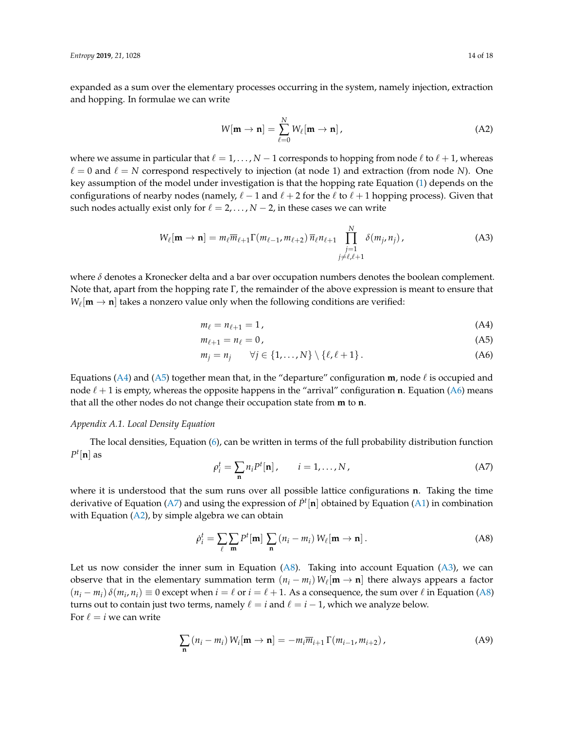expanded as a sum over the elementary processes occurring in the system, namely injection, extraction and hopping. In formulae we can write

$$W[\mathbf{m} \to \mathbf{n}] = \sum_{\ell=0}^{N} W_\ell[\mathbf{m} \to \mathbf{n}]\,, \tag{A2}$$

where we assume in particular that $\ell = 1, \ldots, N-1$ corresponds to hopping from node $\ell$ to $\ell+1$, whereas $\ell = 0$ and $\ell = N$ correspond respectively to injection (at node 1) and extraction (from node $N$). One key assumption of the model under investigation is that the hopping rate Equation (1) depends on the configurations of nearby nodes (namely, $\ell - 1$ and $\ell + 2$ for the $\ell$ to $\ell + 1$ hopping process). Given that such nodes actually exist only for $\ell = 2, \ldots, N-2$, in these cases we can write

$$W_\ell[\mathbf{m} \to \mathbf{n}] = m_\ell \overline{m}_{\ell+1} \Gamma(m_{\ell-1}, m_{\ell+2})\, \overline{n}_\ell n_{\ell+1} \prod_{\substack{j=1 \\ j \neq \ell, \ell+1}}^{N} \delta(m_j, n_j)\,, \tag{A3}$$

where $\delta$ denotes a Kronecker delta and a bar over occupation numbers denotes the boolean complement. Note that, apart from the hopping rate $\Gamma$, the remainder of the above expression is meant to ensure that $W_\ell[\mathbf{m} \to \mathbf{n}]$ takes a nonzero value only when the following conditions are verified:

$$m_\ell = n_{\ell+1} = 1\,, \tag{A4}$$

$$m_{\ell+1} = n_\ell = 0\,, \tag{A5}$$

$$m_j = n_j \qquad \forall j \in \{1, \ldots, N\} \setminus \{\ell, \ell+1\}\,. \tag{A6}$$

Equations (A4) and (A5) together mean that, in the "departure" configuration $\mathbf{m}$, node $\ell$ is occupied and node $\ell + 1$ is empty, whereas the opposite happens in the "arrival" configuration $\mathbf{n}$. Equation (A6) means that all the other nodes do not change their occupation state from $\mathbf{m}$ to $\mathbf{n}$.

*Appendix A.1. Local Density Equation*

The local densities, Equation (6), can be written in terms of the full probability distribution function $P^t[\mathbf{n}]$ as

$$\rho_i^t = \sum_{\mathbf{n}} n_i P^t[\mathbf{n}]\,, \qquad i = 1, \ldots, N\,, \tag{A7}$$

where it is understood that the sum runs over all possible lattice configurations $\mathbf{n}$. Taking the time derivative of Equation (A7) and using the expression of $\dot{P}^t[\mathbf{n}]$ obtained by Equation (A1) in combination with Equation (A2), by simple algebra we can obtain

$$\dot{\rho}_i^t = \sum_\ell \sum_{\mathbf{m}} P^t[\mathbf{m}] \sum_{\mathbf{n}} (n_i - m_i)\, W_\ell[\mathbf{m} \to \mathbf{n}]\,. \tag{A8}$$

Let us now consider the inner sum in Equation (A8). Taking into account Equation (A3), we can observe that in the elementary summation term $(n_i - m_i)\, W_\ell[\mathbf{m} \to \mathbf{n}]$ there always appears a factor $(n_i - m_i)\, \delta(m_i, n_i) \equiv 0$ except when $i = \ell$ or $i = \ell + 1$. As a consequence, the sum over $\ell$ in Equation (A8) turns out to contain just two terms, namely $\ell = i$ and $\ell = i - 1$, which we analyze below.
For $\ell = i$ we can write

$$\sum_{\mathbf{n}} (n_i - m_i)\, W_i[\mathbf{m} \to \mathbf{n}] = -m_i \overline{m}_{i+1}\, \Gamma(m_{i-1}, m_{i+2})\,, \tag{A9}$$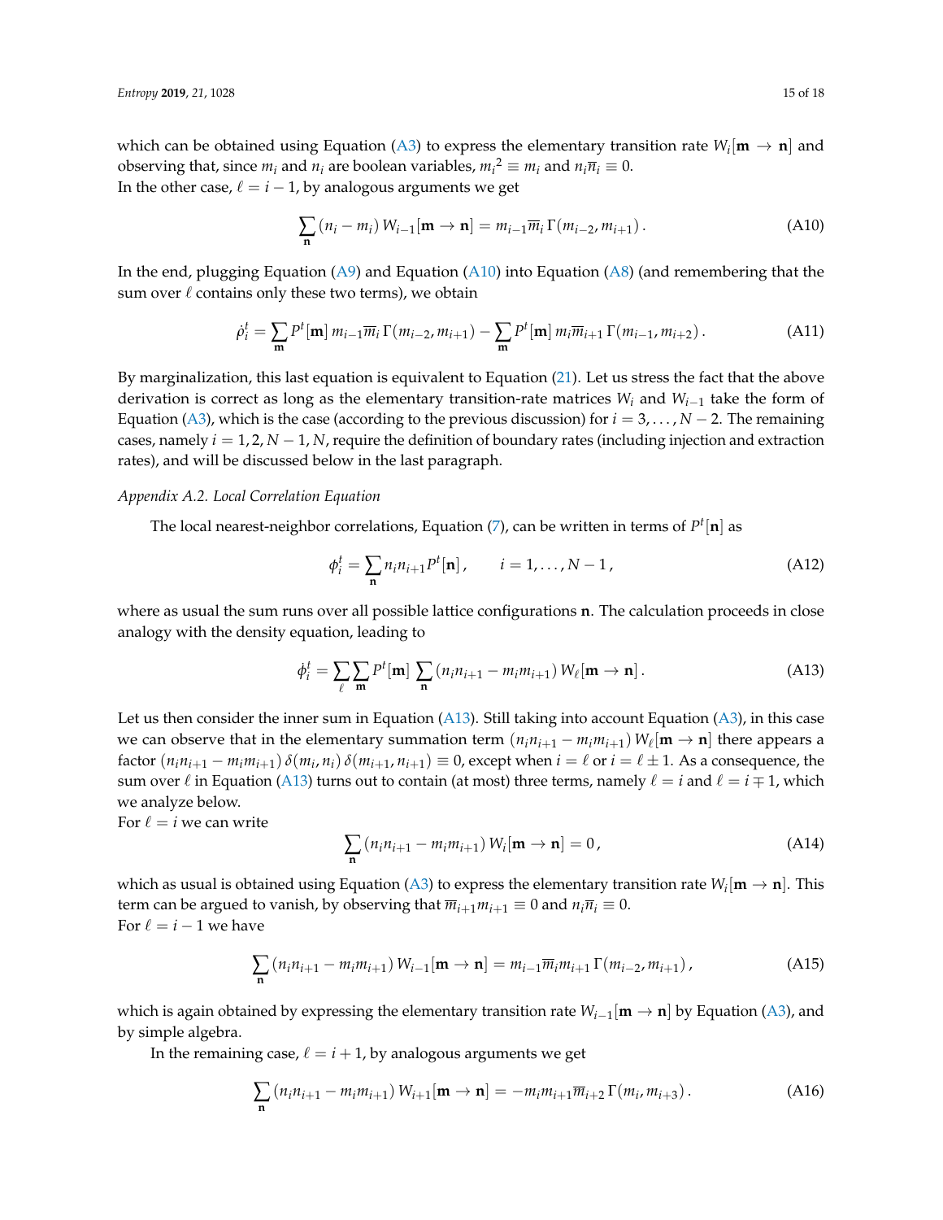which can be obtained using Equation (A3) to express the elementary transition rate $W_i[\mathbf{m} \to \mathbf{n}]$ and observing that, since $m_i$ and $n_i$ are boolean variables, ${m_i}^2 \equiv m_i$ and $n_i \overline{n}_i \equiv 0$.
In the other case, $\ell = i - 1$, by analogous arguments we get

$$\sum_{\mathbf{n}} (n_i - m_i)\, W_{i-1}[\mathbf{m} \to \mathbf{n}] = m_{i-1} \overline{m}_i \, \Gamma(m_{i-2}, m_{i+1})\,. \tag{A10}$$

In the end, plugging Equation (A9) and Equation (A10) into Equation (A8) (and remembering that the sum over $\ell$ contains only these two terms), we obtain

$$\dot{\rho}_i^t = \sum_{\mathbf{m}} P^t[\mathbf{m}]\, m_{i-1} \overline{m}_i \, \Gamma(m_{i-2}, m_{i+1}) - \sum_{\mathbf{m}} P^t[\mathbf{m}]\, m_i \overline{m}_{i+1} \, \Gamma(m_{i-1}, m_{i+2})\,. \tag{A11}$$

By marginalization, this last equation is equivalent to Equation (21). Let us stress the fact that the above derivation is correct as long as the elementary transition-rate matrices $W_i$ and $W_{i-1}$ take the form of Equation (A3), which is the case (according to the previous discussion) for $i = 3, \ldots, N-2$. The remaining cases, namely $i = 1, 2, N-1, N$, require the definition of boundary rates (including injection and extraction rates), and will be discussed below in the last paragraph.

*Appendix A.2. Local Correlation Equation*

The local nearest-neighbor correlations, Equation (7), can be written in terms of $P^t[\mathbf{n}]$ as

$$\phi_i^t = \sum_{\mathbf{n}} n_i n_{i+1} P^t[\mathbf{n}]\,, \qquad i = 1, \ldots, N-1\,, \tag{A12}$$

where as usual the sum runs over all possible lattice configurations $\mathbf{n}$. The calculation proceeds in close analogy with the density equation, leading to

$$\dot{\phi}_i^t = \sum_{\ell} \sum_{\mathbf{m}} P^t[\mathbf{m}] \sum_{\mathbf{n}} (n_i n_{i+1} - m_i m_{i+1})\, W_\ell[\mathbf{m} \to \mathbf{n}]\,. \tag{A13}$$

Let us then consider the inner sum in Equation (A13). Still taking into account Equation (A3), in this case we can observe that in the elementary summation term $(n_i n_{i+1} - m_i m_{i+1})\, W_\ell[\mathbf{m} \to \mathbf{n}]$ there appears a factor $(n_i n_{i+1} - m_i m_{i+1})\, \delta(m_i, n_i)\, \delta(m_{i+1}, n_{i+1}) \equiv 0$, except when $i = \ell$ or $i = \ell \pm 1$. As a consequence, the sum over $\ell$ in Equation (A13) turns out to contain (at most) three terms, namely $\ell = i$ and $\ell = i \mp 1$, which we analyze below.
For $\ell = i$ we can write

$$\sum_{\mathbf{n}} (n_i n_{i+1} - m_i m_{i+1})\, W_i[\mathbf{m} \to \mathbf{n}] = 0\,, \tag{A14}$$

which as usual is obtained using Equation (A3) to express the elementary transition rate $W_i[\mathbf{m} \to \mathbf{n}]$. This term can be argued to vanish, by observing that $\overline{m}_{i+1} m_{i+1} \equiv 0$ and $n_i \overline{n}_i \equiv 0$.
For $\ell = i - 1$ we have

$$\sum_{\mathbf{n}} (n_i n_{i+1} - m_i m_{i+1})\, W_{i-1}[\mathbf{m} \to \mathbf{n}] = m_{i-1} \overline{m}_i m_{i+1} \, \Gamma(m_{i-2}, m_{i+1})\,, \tag{A15}$$

which is again obtained by expressing the elementary transition rate $W_{i-1}[\mathbf{m} \to \mathbf{n}]$ by Equation (A3), and by simple algebra.

In the remaining case, $\ell = i + 1$, by analogous arguments we get

$$\sum_{\mathbf{n}} (n_i n_{i+1} - m_i m_{i+1})\, W_{i+1}[\mathbf{m} \to \mathbf{n}] = -m_i m_{i+1} \overline{m}_{i+2} \, \Gamma(m_i, m_{i+3})\,. \tag{A16}$$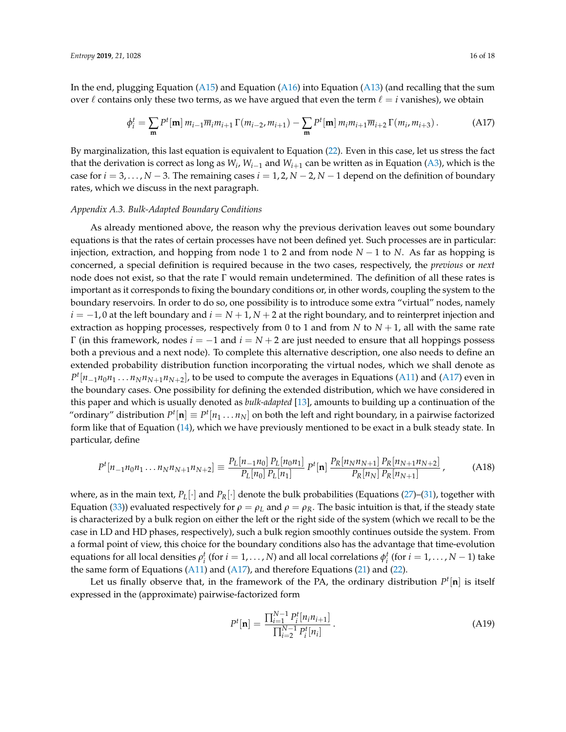In the end, plugging Equation (A15) and Equation (A16) into Equation (A13) (and recalling that the sum over $\ell$ contains only these two terms, as we have argued that even the term $\ell = i$ vanishes), we obtain

$$\dot{\phi}_i^t = \sum_{\mathbf{m}} P^t[\mathbf{m}]\, m_{i-1}\overline{m}_i m_{i+1}\, \Gamma(m_{i-2}, m_{i+1}) - \sum_{\mathbf{m}} P^t[\mathbf{m}]\, m_i m_{i+1}\overline{m}_{i+2}\, \Gamma(m_i, m_{i+3})\,. \tag{A17}$$

By marginalization, this last equation is equivalent to Equation (22). Even in this case, let us stress the fact that the derivation is correct as long as $W_i$, $W_{i-1}$ and $W_{i+1}$ can be written as in Equation (A3), which is the case for $i = 3, \ldots, N-3$. The remaining cases $i = 1, 2, N-2, N-1$ depend on the definition of boundary rates, which we discuss in the next paragraph.

*Appendix A.3. Bulk-Adapted Boundary Conditions*

As already mentioned above, the reason why the previous derivation leaves out some boundary equations is that the rates of certain processes have not been defined yet. Such processes are in particular: injection, extraction, and hopping from node 1 to 2 and from node $N-1$ to $N$. As far as hopping is concerned, a special definition is required because in the two cases, respectively, the *previous* or *next* node does not exist, so that the rate $\Gamma$ would remain undetermined. The definition of all these rates is important as it corresponds to fixing the boundary conditions or, in other words, coupling the system to the boundary reservoirs. In order to do so, one possibility is to introduce some extra "virtual" nodes, namely $i = -1, 0$ at the left boundary and $i = N+1, N+2$ at the right boundary, and to reinterpret injection and extraction as hopping processes, respectively from 0 to 1 and from $N$ to $N+1$, all with the same rate $\Gamma$ (in this framework, nodes $i = -1$ and $i = N+2$ are just needed to ensure that all hoppings possess both a previous and a next node). To complete this alternative description, one also needs to define an extended probability distribution function incorporating the virtual nodes, which we shall denote as $P^t[n_{-1}n_0n_1 \ldots n_N n_{N+1} n_{N+2}]$, to be used to compute the averages in Equations (A11) and (A17) even in the boundary cases. One possibility for defining the extended distribution, which we have considered in this paper and which is usually denoted as *bulk-adapted* [13], amounts to building up a continuation of the "ordinary" distribution $P^t[\mathbf{n}] \equiv P^t[n_1 \ldots n_N]$ on both the left and right boundary, in a pairwise factorized form like that of Equation (14), which we have previously mentioned to be exact in a bulk steady state. In particular, define

$$P^t[n_{-1}n_0n_1 \ldots n_N n_{N+1} n_{N+2}] \equiv \frac{P_L[n_{-1}n_0]\, P_L[n_0 n_1]}{P_L[n_0]\, P_L[n_1]}\, P^t[\mathbf{n}]\, \frac{P_R[n_N n_{N+1}]\, P_R[n_{N+1} n_{N+2}]}{P_R[n_N]\, P_R[n_{N+1}]}\,, \tag{A18}$$

where, as in the main text, $P_L[\cdot]$ and $P_R[\cdot]$ denote the bulk probabilities (Equations (27)–(31), together with Equation (33)) evaluated respectively for $\rho = \rho_L$ and $\rho = \rho_R$. The basic intuition is that, if the steady state is characterized by a bulk region on either the left or the right side of the system (which we recall to be the case in LD and HD phases, respectively), such a bulk region smoothly continues outside the system. From a formal point of view, this choice for the boundary conditions also has the advantage that time-evolution equations for all local densities $\rho_i^t$ (for $i = 1, \ldots, N$) and all local correlations $\phi_i^t$ (for $i = 1, \ldots, N-1$) take the same form of Equations (A11) and (A17), and therefore Equations (21) and (22).

Let us finally observe that, in the framework of the PA, the ordinary distribution $P^t[\mathbf{n}]$ is itself expressed in the (approximate) pairwise-factorized form

$$P^t[\mathbf{n}] = \frac{\prod_{i=1}^{N-1} P_i^t[n_i n_{i+1}]}{\prod_{i=2}^{N-1} P_i^t[n_i]}\,. \tag{A19}$$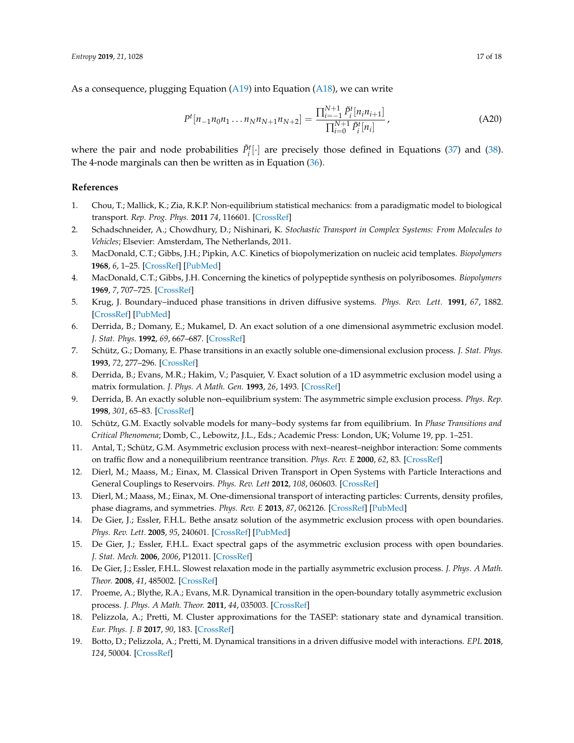As a consequence, plugging Equation (A19) into Equation (A18), we can write

$$P^t[n_{-1}n_0n_1 \ldots n_N n_{N+1} n_{N+2}] = \frac{\prod_{i=-1}^{N+1} \tilde{P}_i^t[n_i n_{i+1}]}{\prod_{i=0}^{N+1} \tilde{P}_i^t[n_i]}, \tag{A20}$$

where the pair and node probabilities $\tilde{P}_i^t[\cdot]$ are precisely those defined in Equations (37) and (38). The 4-node marginals can then be written as in Equation (36).

## References

1. Chou, T.; Mallick, K.; Zia, R.K.P. Non-equilibrium statistical mechanics: from a paradigmatic model to biological transport. *Rep. Prog. Phys.* **2011** *74*, 116601. [CrossRef]
2. Schadschneider, A.; Chowdhury, D.; Nishinari, K. *Stochastic Transport in Complex Systems: From Molecules to Vehicles*; Elsevier: Amsterdam, The Netherlands, 2011.
3. MacDonald, C.T.; Gibbs, J.H.; Pipkin, A.C. Kinetics of biopolymerization on nucleic acid templates. *Biopolymers* **1968**, *6*, 1–25. [CrossRef] [PubMed]
4. MacDonald, C.T.; Gibbs, J.H. Concerning the kinetics of polypeptide synthesis on polyribosomes. *Biopolymers* **1969**, *7*, 707–725. [CrossRef]
5. Krug, J. Boundary–induced phase transitions in driven diffusive systems. *Phys. Rev. Lett.* **1991**, *67*, 1882. [CrossRef] [PubMed]
6. Derrida, B.; Domany, E.; Mukamel, D. An exact solution of a one dimensional asymmetric exclusion model. *J. Stat. Phys.* **1992**, *69*, 667–687. [CrossRef]
7. Schütz, G.; Domany, E. Phase transitions in an exactly soluble one-dimensional exclusion process. *J. Stat. Phys.* **1993**, *72*, 277–296. [CrossRef]
8. Derrida, B.; Evans, M.R.; Hakim, V.; Pasquier, V. Exact solution of a 1D asymmetric exclusion model using a matrix formulation. *J. Phys. A Math. Gen.* **1993**, *26*, 1493. [CrossRef]
9. Derrida, B. An exactly soluble non–equilibrium system: The asymmetric simple exclusion process. *Phys. Rep.* **1998**, *301*, 65–83. [CrossRef]
10. Schütz, G.M. Exactly solvable models for many–body systems far from equilibrium. In *Phase Transitions and Critical Phenomena*; Domb, C., Lebowitz, J.L., Eds.; Academic Press: London, UK; Volume 19, pp. 1–251.
11. Antal, T.; Schütz, G.M. Asymmetric exclusion process with next–nearest–neighbor interaction: Some comments on traffic flow and a nonequilibrium reentrance transition. *Phys. Rev. E* **2000**, *62*, 83. [CrossRef]
12. Dierl, M.; Maass, M.; Einax, M. Classical Driven Transport in Open Systems with Particle Interactions and General Couplings to Reservoirs. *Phys. Rev. Lett* **2012**, *108*, 060603. [CrossRef]
13. Dierl, M.; Maass, M.; Einax, M. One-dimensional transport of interacting particles: Currents, density profiles, phase diagrams, and symmetries. *Phys. Rev. E* **2013**, *87*, 062126. [CrossRef] [PubMed]
14. De Gier, J.; Essler, F.H.L. Bethe ansatz solution of the asymmetric exclusion process with open boundaries. *Phys. Rev. Lett.* **2005**, *95*, 240601. [CrossRef] [PubMed]
15. De Gier, J.; Essler, F.H.L. Exact spectral gaps of the asymmetric exclusion process with open boundaries. *J. Stat. Mech.* **2006**, *2006*, P12011. [CrossRef]
16. De Gier, J.; Essler, F.H.L. Slowest relaxation mode in the partially asymmetric exclusion process. *J. Phys. A Math. Theor.* **2008**, *41*, 485002. [CrossRef]
17. Proeme, A.; Blythe, R.A.; Evans, M.R. Dynamical transition in the open-boundary totally asymmetric exclusion process. *J. Phys. A Math. Theor.* **2011**, *44*, 035003. [CrossRef]
18. Pelizzola, A.; Pretti, M. Cluster approximations for the TASEP: stationary state and dynamical transition. *Eur. Phys. J. B* **2017**, *90*, 183. [CrossRef]
19. Botto, D.; Pelizzola, A.; Pretti, M. Dynamical transitions in a driven diffusive model with interactions. *EPL* **2018**, *124*, 50004. [CrossRef]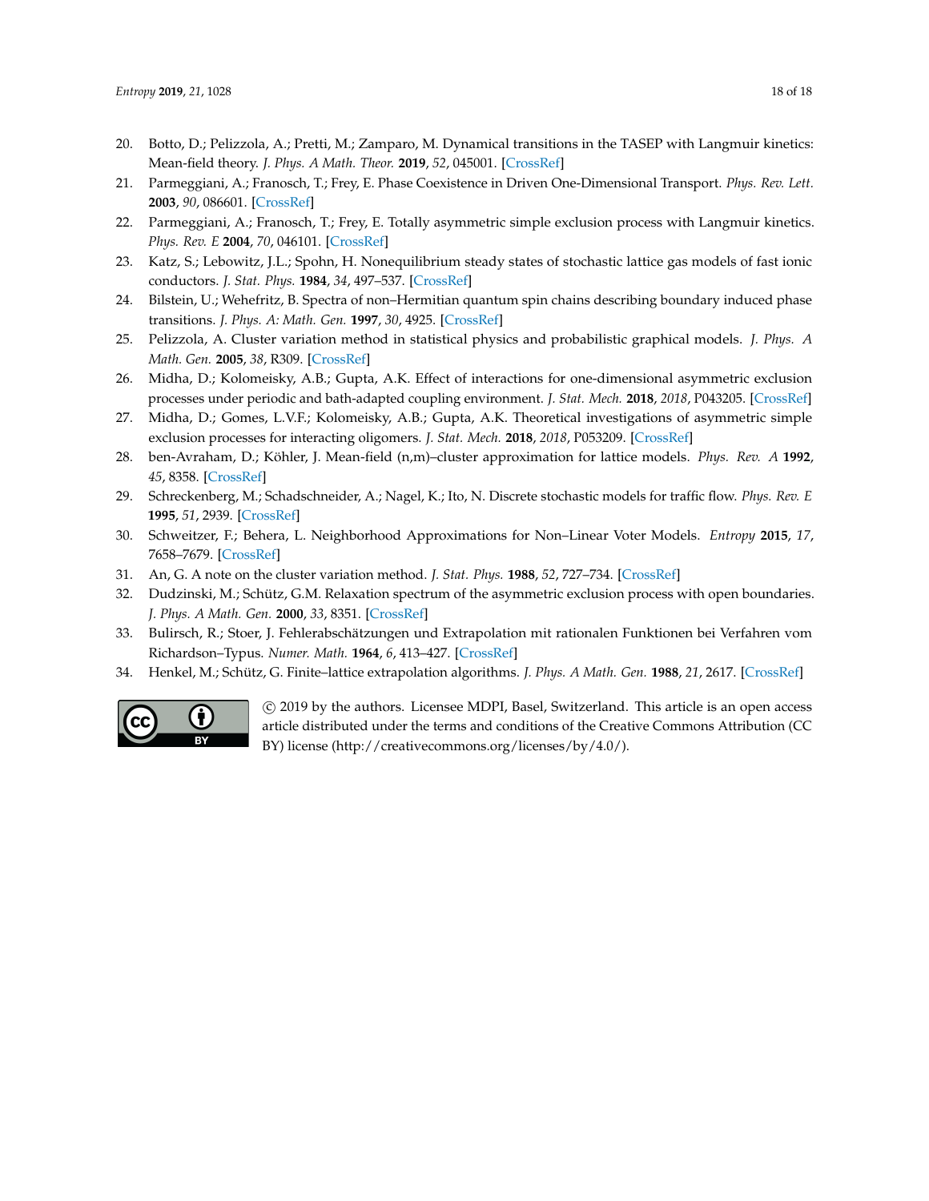20. Botto, D.; Pelizzola, A.; Pretti, M.; Zamparo, M. Dynamical transitions in the TASEP with Langmuir kinetics: Mean-field theory. *J. Phys. A Math. Theor.* **2019**, *52*, 045001. [CrossRef]
21. Parmeggiani, A.; Franosch, T.; Frey, E. Phase Coexistence in Driven One-Dimensional Transport. *Phys. Rev. Lett.* **2003**, *90*, 086601. [CrossRef]
22. Parmeggiani, A.; Franosch, T.; Frey, E. Totally asymmetric simple exclusion process with Langmuir kinetics. *Phys. Rev. E* **2004**, *70*, 046101. [CrossRef]
23. Katz, S.; Lebowitz, J.L.; Spohn, H. Nonequilibrium steady states of stochastic lattice gas models of fast ionic conductors. *J. Stat. Phys.* **1984**, *34*, 497–537. [CrossRef]
24. Bilstein, U.; Wehefritz, B. Spectra of non–Hermitian quantum spin chains describing boundary induced phase transitions. *J. Phys. A: Math. Gen.* **1997**, *30*, 4925. [CrossRef]
25. Pelizzola, A. Cluster variation method in statistical physics and probabilistic graphical models. *J. Phys. A Math. Gen.* **2005**, *38*, R309. [CrossRef]
26. Midha, D.; Kolomeisky, A.B.; Gupta, A.K. Effect of interactions for one-dimensional asymmetric exclusion processes under periodic and bath-adapted coupling environment. *J. Stat. Mech.* **2018**, *2018*, P043205. [CrossRef]
27. Midha, D.; Gomes, L.V.F.; Kolomeisky, A.B.; Gupta, A.K. Theoretical investigations of asymmetric simple exclusion processes for interacting oligomers. *J. Stat. Mech.* **2018**, *2018*, P053209. [CrossRef]
28. ben-Avraham, D.; Köhler, J. Mean-field (n,m)–cluster approximation for lattice models. *Phys. Rev. A* **1992**, *45*, 8358. [CrossRef]
29. Schreckenberg, M.; Schadschneider, A.; Nagel, K.; Ito, N. Discrete stochastic models for traffic flow. *Phys. Rev. E* **1995**, *51*, 2939. [CrossRef]
30. Schweitzer, F.; Behera, L. Neighborhood Approximations for Non–Linear Voter Models. *Entropy* **2015**, *17*, 7658–7679. [CrossRef]
31. An, G. A note on the cluster variation method. *J. Stat. Phys.* **1988**, *52*, 727–734. [CrossRef]
32. Dudzinski, M.; Schütz, G.M. Relaxation spectrum of the asymmetric exclusion process with open boundaries. *J. Phys. A Math. Gen.* **2000**, *33*, 8351. [CrossRef]
33. Bulirsch, R.; Stoer, J. Fehlerabschätzungen und Extrapolation mit rationalen Funktionen bei Verfahren vom Richardson–Typus. *Numer. Math.* **1964**, *6*, 413–427. [CrossRef]
34. Henkel, M.; Schütz, G. Finite–lattice extrapolation algorithms. *J. Phys. A Math. Gen.* **1988**, *21*, 2617. [CrossRef]

© 2019 by the authors. Licensee MDPI, Basel, Switzerland. This article is an open access article distributed under the terms and conditions of the Creative Commons Attribution (CC BY) license (http://creativecommons.org/licenses/by/4.0/).